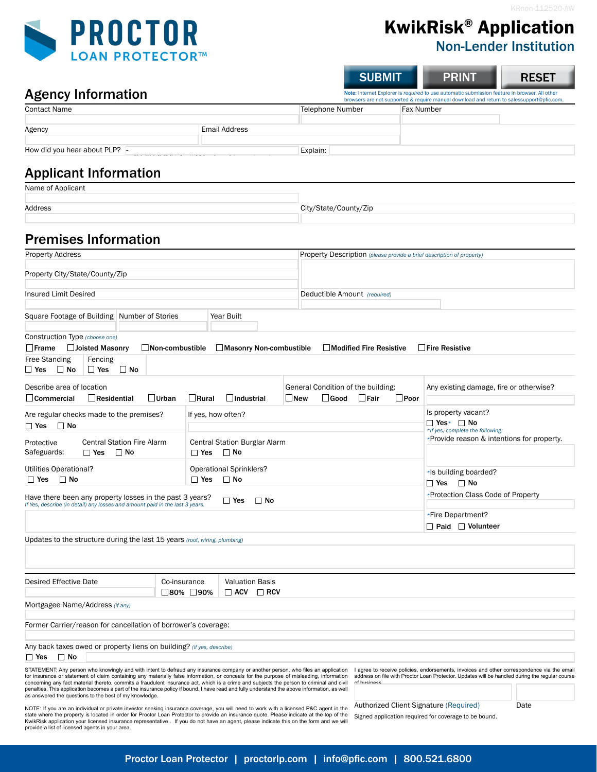KRnon-112520-AW

PROCTOR
LOAN PROTECTOR™

# KwikRisk® Application
## Non-Lender Institution

SUBMIT | PRINT | RESET

Note: Internet Explorer is *required* to use automatic submission feature in browser. All other browsers are not supported & require manual download and return to salessupport@pfic.com.

## Agency Information

Contact Name | Telephone Number | Fax Number

Agency | Email Address

How did you hear about PLP? | Explain:

## Applicant Information

Name of Applicant

Address | City/State/County/Zip

## Premises Information

Property Address | Property Description *(please provide a brief description of property)*

Property City/State/County/Zip

Insured Limit Desired | Deductible Amount *(required)*

Square Footage of Building | Number of Stories | Year Built

Construction Type *(choose one)*
☐ Frame ☐ Joisted Masonry ☐ Non-combustible ☐ Masonry Non-combustible ☐ Modified Fire Resistive ☐ Fire Resistive

Free Standing ☐ Yes ☐ No | Fencing ☐ Yes ☐ No

Describe area of location
☐ Commercial ☐ Residential ☐ Urban ☐ Rural ☐ Industrial

General Condition of the building:
☐ New ☐ Good ☐ Fair ☐ Poor

Any existing damage, fire or otherwise?

Are regular checks made to the premises? ☐ Yes ☐ No | If yes, how often?

Is property vacant? ☐ Yes* ☐ No
*If yes, complete the following:*

Protective Safeguards: Central Station Fire Alarm ☐ Yes ☐ No | Central Station Burglar Alarm ☐ Yes ☐ No

*Provide reason & intentions for property.

Utilities Operational? ☐ Yes ☐ No | Operational Sprinklers? ☐ Yes ☐ No

*Is building boarded? ☐ Yes ☐ No

Have there been any property losses in the past 3 years? ☐ Yes ☐ No
*If Yes, describe (in detail) any losses and amount paid in the last 3 years.*

*Protection Class Code of Property

*Fire Department? ☐ Paid ☐ Volunteer

Updates to the structure during the last 15 years *(roof, wiring, plumbing)*

Desired Effective Date | Co-insurance ☐ 80% ☐ 90% | Valuation Basis ☐ ACV ☐ RCV

Mortgagee Name/Address *(if any)*

Former Carrier/reason for cancellation of borrower's coverage:

Any back taxes owed or property liens on building? *(if yes, describe)*
☐ Yes ☐ No

STATEMENT: Any person who knowingly and with intent to defraud any insurance company or another person, who files an application for insurance or statement of claim containing any materially false information, or conceals for the purpose of misleading, information concerning any fact material thereto, commits a fraudulent insurance act, which is a crime and subjects the person to criminal and civil penalties. This application becomes a part of the insurance policy if bound. I have read and fully understand the above information, as well as answered the questions to the best of my knowledge.

NOTE: If you are an individual or private investor seeking insurance coverage, you will need to work with a licensed P&C agent in the state where the property is located in order for Proctor Loan Protector to provide an insurance quote. Please indicate at the top of the KwikRisk application your licensed insurance representative . If you do not have an agent, please indicate this on the form and we will provide a list of licensed agents in your area.

I agree to receive policies, endorsements, invoices and other correspondence via the email address on file with Proctor Loan Protector. Updates will be handled during the regular course of business.

Authorized Client Signature (Required) | Date

Signed application required for coverage to be bound.

Proctor Loan Protector | proctorlp.com | info@pfic.com | 800.521.6800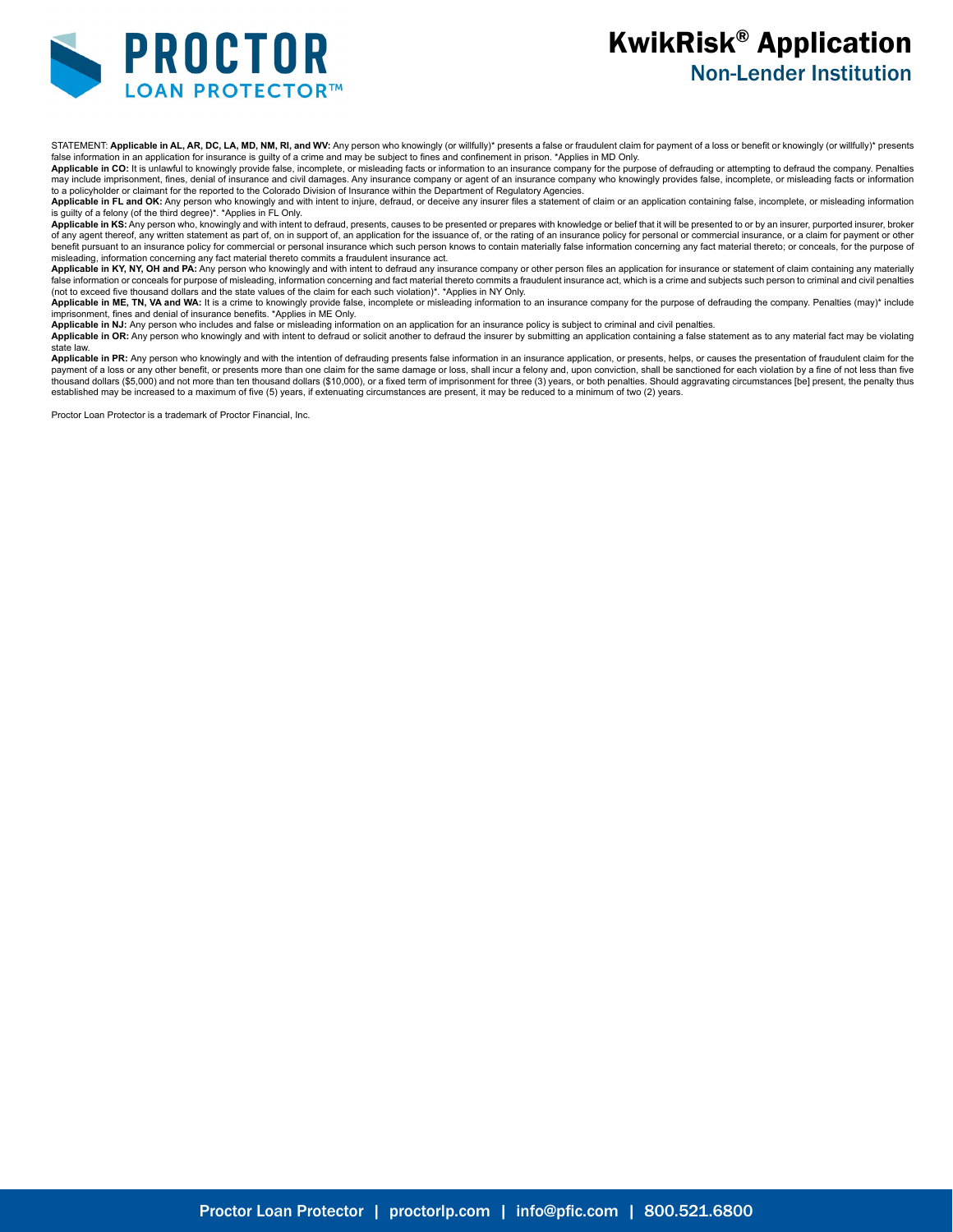# KwikRisk® Application

## Non-Lender Institution

STATEMENT: **Applicable in AL, AR, DC, LA, MD, NM, RI, and WV:** Any person who knowingly (or willfully)* presents a false or fraudulent claim for payment of a loss or benefit or knowingly (or willfully)* presents false information in an application for insurance is guilty of a crime and may be subject to fines and confinement in prison. *Applies in MD Only.

**Applicable in CO:** It is unlawful to knowingly provide false, incomplete, or misleading facts or information to an insurance company for the purpose of defrauding or attempting to defraud the company. Penalties may include imprisonment, fines, denial of insurance and civil damages. Any insurance company or agent of an insurance company who knowingly provides false, incomplete, or misleading facts or information to a policyholder or claimant for the reported to the Colorado Division of Insurance within the Department of Regulatory Agencies.

**Applicable in FL and OK:** Any person who knowingly and with intent to injure, defraud, or deceive any insurer files a statement of claim or an application containing false, incomplete, or misleading information is guilty of a felony (of the third degree)*. *Applies in FL Only.

**Applicable in KS:** Any person who, knowingly and with intent to defraud, presents, causes to be presented or prepares with knowledge or belief that it will be presented to or by an insurer, purported insurer, broker of any agent thereof, any written statement as part of, on in support of, an application for the issuance of, or the rating of an insurance policy for personal or commercial insurance, or a claim for payment or other benefit pursuant to an insurance policy for commercial or personal insurance which such person knows to contain materially false information concerning any fact material thereto; or conceals, for the purpose of misleading, information concerning any fact material thereto commits a fraudulent insurance act.

**Applicable in KY, NY, OH and PA:** Any person who knowingly and with intent to defraud any insurance company or other person files an application for insurance or statement of claim containing any materially false information or conceals for purpose of misleading, information concerning and fact material thereto commits a fraudulent insurance act, which is a crime and subjects such person to criminal and civil penalties (not to exceed five thousand dollars and the state values of the claim for each such violation)*. *Applies in NY Only.

**Applicable in ME, TN, VA and WA:** It is a crime to knowingly provide false, incomplete or misleading information to an insurance company for the purpose of defrauding the company. Penalties (may)* include imprisonment, fines and denial of insurance benefits. *Applies in ME Only.

**Applicable in NJ:** Any person who includes and false or misleading information on an application for an insurance policy is subject to criminal and civil penalties.

**Applicable in OR:** Any person who knowingly and with intent to defraud or solicit another to defraud the insurer by submitting an application containing a false statement as to any material fact may be violating state law.

**Applicable in PR:** Any person who knowingly and with the intention of defrauding presents false information in an insurance application, or presents, helps, or causes the presentation of fraudulent claim for the payment of a loss or any other benefit, or presents more than one claim for the same damage or loss, shall incur a felony and, upon conviction, shall be sanctioned for each violation by a fine of not less than five thousand dollars ($5,000) and not more than ten thousand dollars ($10,000), or a fixed term of imprisonment for three (3) years, or both penalties. Should aggravating circumstances [be] present, the penalty thus established may be increased to a maximum of five (5) years, if extenuating circumstances are present, it may be reduced to a minimum of two (2) years.

Proctor Loan Protector is a trademark of Proctor Financial, Inc.